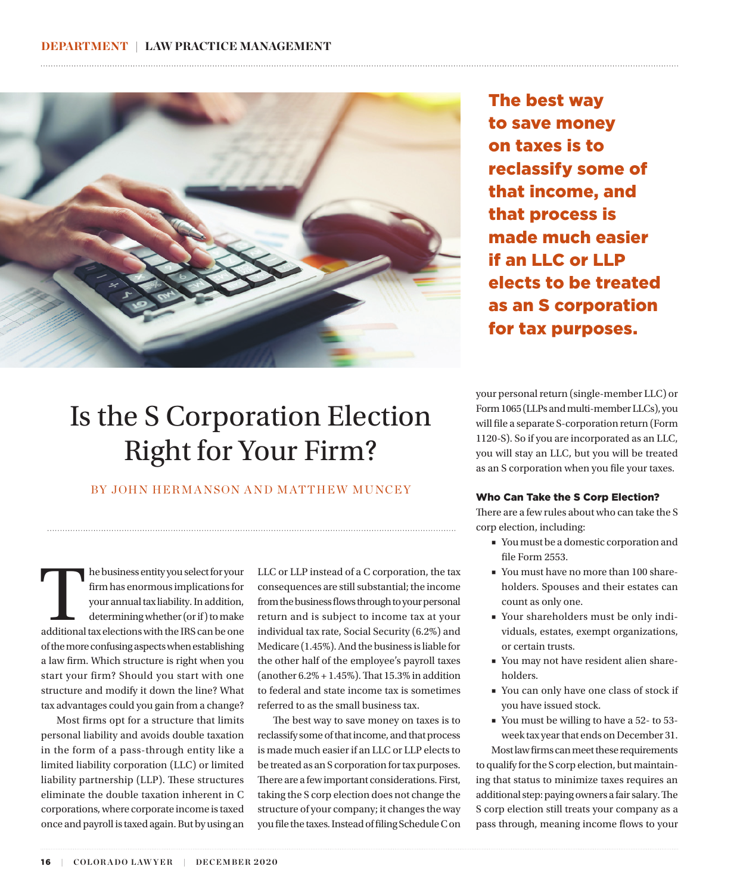# Is the S Corporation Election Right for Your Firm?

BY JOHN HERMANSON AND MATTHEW MUNCEY

> **The best way to save money on taxes is to reclassify some of that income, and that process is made much easier if an LLC or LLP elects to be treated as an S corporation for tax purposes.**

The business entity you select for your firm has enormous implications for your annual tax liability. In addition, determining whether (or if) to make additional tax elections with the IRS can be one of the more confusing aspects when establishing a law firm. Which structure is right when you start your firm? Should you start with one structure and modify it down the line? What tax advantages could you gain from a change?

Most firms opt for a structure that limits personal liability and avoids double taxation in the form of a pass-through entity like a limited liability corporation (LLC) or limited liability partnership (LLP). These structures eliminate the double taxation inherent in C corporations, where corporate income is taxed once and payroll is taxed again. But by using an LLC or LLP instead of a C corporation, the tax consequences are still substantial; the income from the business flows through to your personal return and is subject to income tax at your individual tax rate, Social Security (6.2%) and Medicare (1.45%). And the business is liable for the other half of the employee's payroll taxes (another 6.2% + 1.45%). That 15.3% in addition to federal and state income tax is sometimes referred to as the small business tax.

The best way to save money on taxes is to reclassify some of that income, and that process is made much easier if an LLC or LLP elects to be treated as an S corporation for tax purposes. There are a few important considerations. First, taking the S corp election does not change the structure of your company; it changes the way you file the taxes. Instead of filing Schedule C on your personal return (single-member LLC) or Form 1065 (LLPs and multi-member LLCs), you will file a separate S-corporation return (Form 1120-S). So if you are incorporated as an LLC, you will stay an LLC, but you will be treated as an S corporation when you file your taxes.

### Who Can Take the S Corp Election?

There are a few rules about who can take the S corp election, including:

- You must be a domestic corporation and file Form 2553.
- You must have no more than 100 shareholders. Spouses and their estates can count as only one.
- Your shareholders must be only individuals, estates, exempt organizations, or certain trusts.
- You may not have resident alien shareholders.
- You can only have one class of stock if you have issued stock.
- You must be willing to have a 52- to 53-week tax year that ends on December 31.

Most law firms can meet these requirements to qualify for the S corp election, but maintaining that status to minimize taxes requires an additional step: paying owners a fair salary. The S corp election still treats your company as a pass through, meaning income flows to your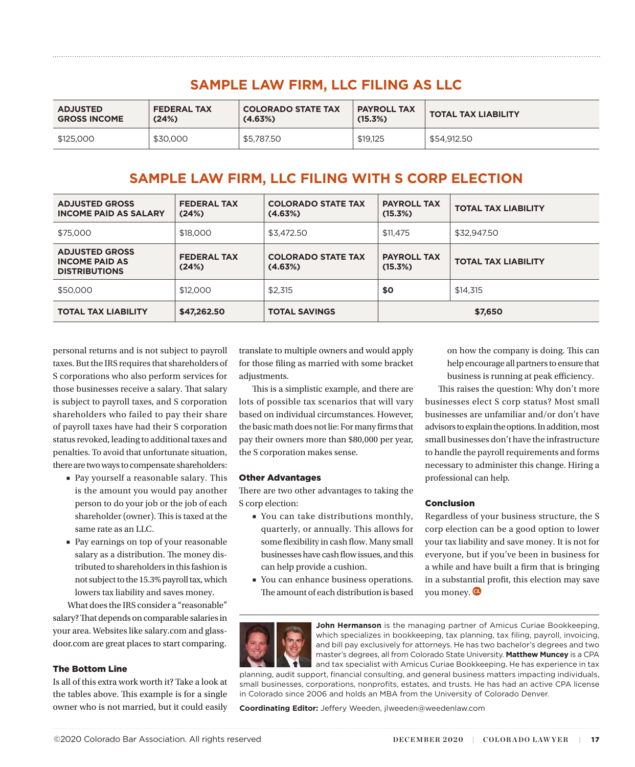## SAMPLE LAW FIRM, LLC FILING AS LLC

| ADJUSTED GROSS INCOME | FEDERAL TAX (24%) | COLORADO STATE TAX (4.63%) | PAYROLL TAX (15.3%) | TOTAL TAX LIABILITY |
|---|---|---|---|---|
| $125,000 | $30,000 | $5,787.50 | $19,125 | $54,912.50 |

## SAMPLE LAW FIRM, LLC FILING WITH S CORP ELECTION

| ADJUSTED GROSS INCOME PAID AS SALARY | FEDERAL TAX (24%) | COLORADO STATE TAX (4.63%) | PAYROLL TAX (15.3%) | TOTAL TAX LIABILITY |
|---|---|---|---|---|
| $75,000 | $18,000 | $3,472.50 | $11,475 | $32,947.50 |
| **ADJUSTED GROSS INCOME PAID AS DISTRIBUTIONS** | **FEDERAL TAX (24%)** | **COLORADO STATE TAX (4.63%)** | **PAYROLL TAX (15.3%)** | **TOTAL TAX LIABILITY** |
| $50,000 | $12,000 | $2,315 | **$0** | $14,315 |
| **TOTAL TAX LIABILITY** | **$47,262.50** | **TOTAL SAVINGS** | **$7,650** | |

personal returns and is not subject to payroll taxes. But the IRS requires that shareholders of S corporations who also perform services for those businesses receive a salary. That salary is subject to payroll taxes, and S corporation shareholders who failed to pay their share of payroll taxes have had their S corporation status revoked, leading to additional taxes and penalties. To avoid that unfortunate situation, there are two ways to compensate shareholders:

- Pay yourself a reasonable salary. This is the amount you would pay another person to do your job or the job of each shareholder (owner). This is taxed at the same rate as an LLC.
- Pay earnings on top of your reasonable salary as a distribution. The money distributed to shareholders in this fashion is not subject to the 15.3% payroll tax, which lowers tax liability and saves money.

What does the IRS consider a "reasonable" salary? That depends on comparable salaries in your area. Websites like salary.com and glassdoor.com are great places to start comparing.

### The Bottom Line

Is all of this extra work worth it? Take a look at the tables above. This example is for a single owner who is not married, but it could easily translate to multiple owners and would apply for those filing as married with some bracket adjustments.

This is a simplistic example, and there are lots of possible tax scenarios that will vary based on individual circumstances. However, the basic math does not lie: For many firms that pay their owners more than $80,000 per year, the S corporation makes sense.

### Other Advantages

There are two other advantages to taking the S corp election:

- You can take distributions monthly, quarterly, or annually. This allows for some flexibility in cash flow. Many small businesses have cash flow issues, and this can help provide a cushion.
- You can enhance business operations. The amount of each distribution is based on how the company is doing. This can help encourage all partners to ensure that business is running at peak efficiency.

This raises the question: Why don't more businesses elect S corp status? Most small businesses are unfamiliar and/or don't have advisors to explain the options. In addition, most small businesses don't have the infrastructure to handle the payroll requirements and forms necessary to administer this change. Hiring a professional can help.

### Conclusion

Regardless of your business structure, the S corp election can be a good option to lower your tax liability and save money. It is not for everyone, but if you've been in business for a while and have built a firm that is bringing in a substantial profit, this election may save you money.

---

**John Hermanson** is the managing partner of Amicus Curiae Bookkeeping, which specializes in bookkeeping, tax planning, tax filing, payroll, invoicing, and bill pay exclusively for attorneys. He has two bachelor's degrees and two master's degrees, all from Colorado State University. **Matthew Muncey** is a CPA and tax specialist with Amicus Curiae Bookkeeping. He has experience in tax planning, audit support, financial consulting, and general business matters impacting individuals, small businesses, corporations, nonprofits, estates, and trusts. He has had an active CPA license in Colorado since 2006 and holds an MBA from the University of Colorado Denver.

**Coordinating Editor:** Jeffery Weeden, jlweeden@weedenlaw.com

©2020 Colorado Bar Association. All rights reserved